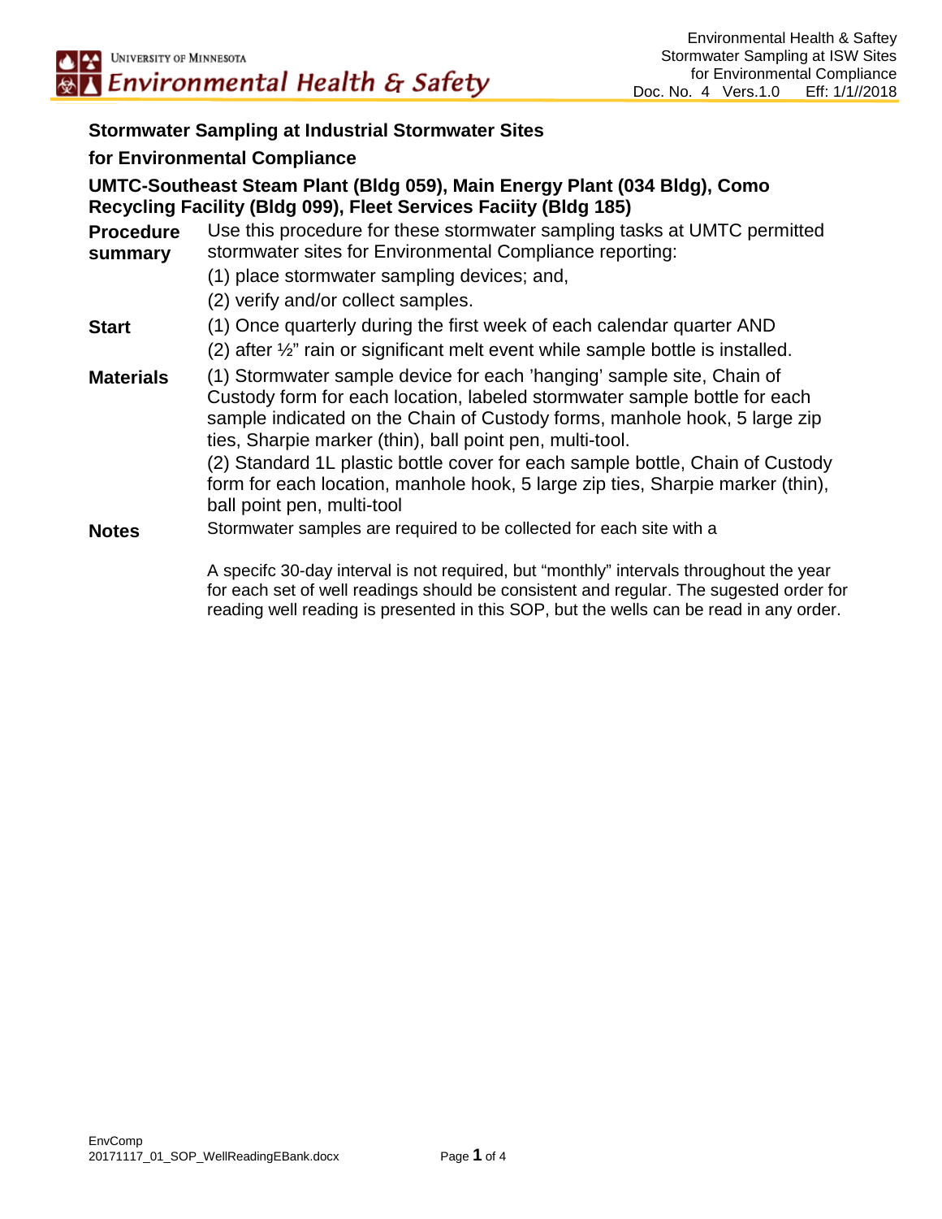## Stormwater Sampling at Industrial Stormwater Sites

## for Environmental Compliance

### UMTC-Southeast Steam Plant (Bldg 059), Main Energy Plant (034 Bldg), Como Recycling Facility (Bldg 099), Fleet Services Faciity (Bldg 185)

**Procedure summary**

Use this procedure for these stormwater sampling tasks at UMTC permitted stormwater sites for Environmental Compliance reporting:

(1) place stormwater sampling devices; and,

(2) verify and/or collect samples.

**Start**

(1) Once quarterly during the first week of each calendar quarter AND

(2) after ½" rain or significant melt event while sample bottle is installed.

**Materials**

(1) Stormwater sample device for each 'hanging' sample site, Chain of Custody form for each location, labeled stormwater sample bottle for each sample indicated on the Chain of Custody forms, manhole hook, 5 large zip ties, Sharpie marker (thin), ball point pen, multi-tool.

(2) Standard 1L plastic bottle cover for each sample bottle, Chain of Custody form for each location, manhole hook, 5 large zip ties, Sharpie marker (thin), ball point pen, multi-tool

**Notes**

Stormwater samples are required to be collected for each site with a

A specifc 30-day interval is not required, but "monthly" intervals throughout the year for each set of well readings should be consistent and regular. The sugested order for reading well reading is presented in this SOP, but the wells can be read in any order.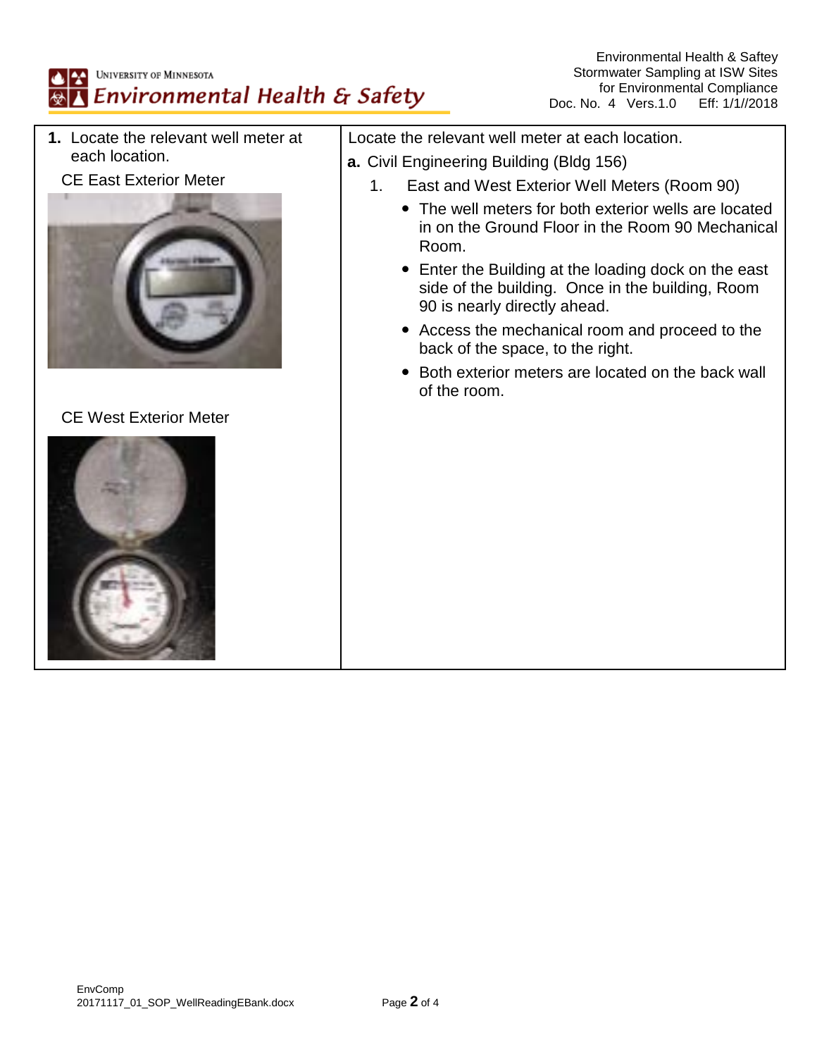| | |
|---|---|
| **1.** Locate the relevant well meter at each location.<br><br>CE East Exterior Meter<br><br>CE West Exterior Meter | Locate the relevant well meter at each location.<br><br>**a.** Civil Engineering Building (Bldg 156)<br><br>1. East and West Exterior Well Meters (Room 90)<br><br>• The well meters for both exterior wells are located in on the Ground Floor in the Room 90 Mechanical Room.<br>• Enter the Building at the loading dock on the east side of the building. Once in the building, Room 90 is nearly directly ahead.<br>• Access the mechanical room and proceed to the back of the space, to the right.<br>• Both exterior meters are located on the back wall of the room. |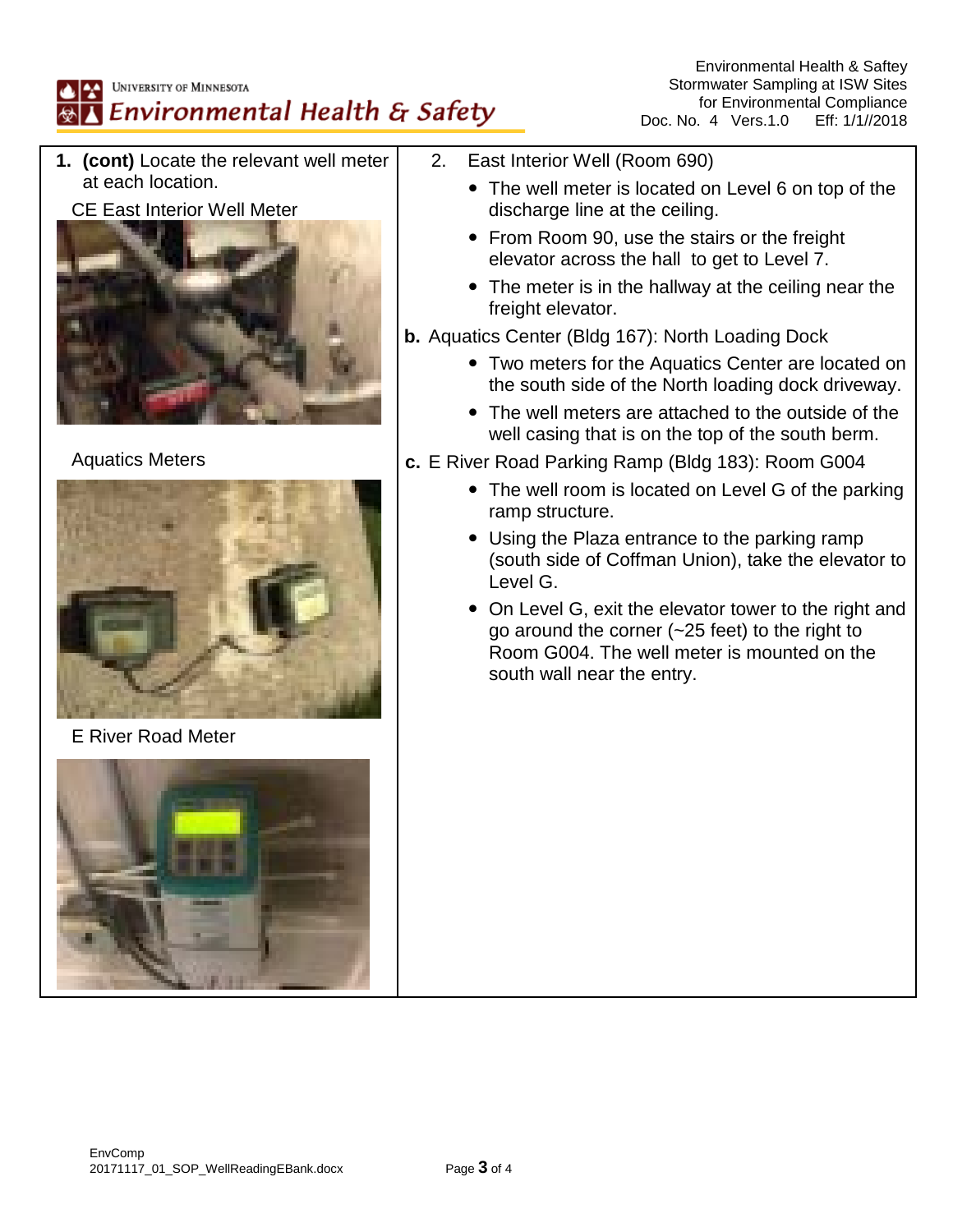1. **(cont)** Locate the relevant well meter at each location.

   CE East Interior Well Meter

   Aquatics Meters

   E River Road Meter

2. East Interior Well (Room 690)

   - The well meter is located on Level 6 on top of the discharge line at the ceiling.
   - From Room 90, use the stairs or the freight elevator across the hall to get to Level 7.
   - The meter is in the hallway at the ceiling near the freight elevator.

**b.** Aquatics Center (Bldg 167): North Loading Dock

- Two meters for the Aquatics Center are located on the south side of the North loading dock driveway.
- The well meters are attached to the outside of the well casing that is on the top of the south berm.

**c.** E River Road Parking Ramp (Bldg 183): Room G004

- The well room is located on Level G of the parking ramp structure.
- Using the Plaza entrance to the parking ramp (south side of Coffman Union), take the elevator to Level G.
- On Level G, exit the elevator tower to the right and go around the corner (~25 feet) to the right to Room G004. The well meter is mounted on the south wall near the entry.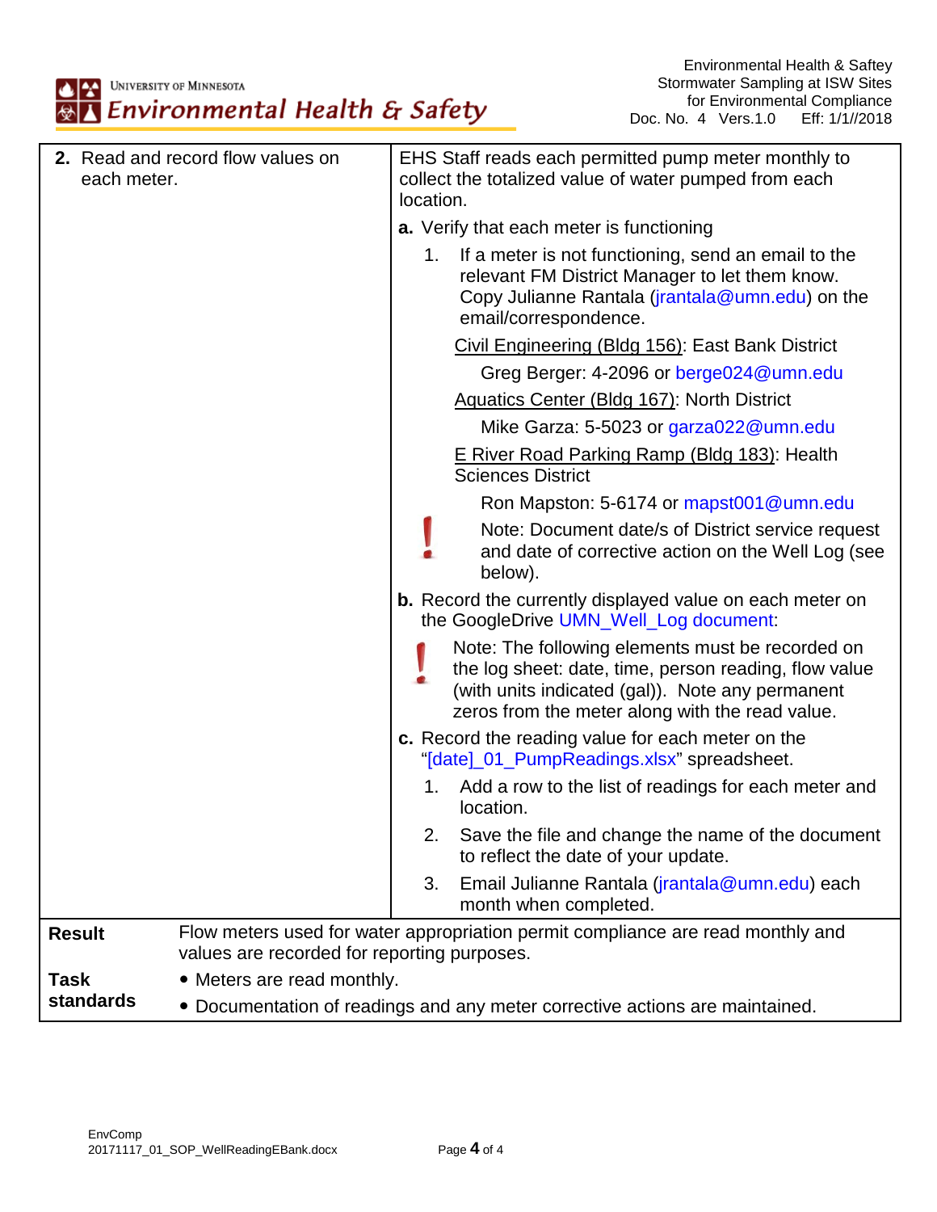| | |
|---|---|
| **2.** Read and record flow values on each meter. | EHS Staff reads each permitted pump meter monthly to collect the totalized value of water pumped from each location.<br>**a.** Verify that each meter is functioning<br>1. If a meter is not functioning, send an email to the relevant FM District Manager to let them know. Copy Julianne Rantala (jrantala@umn.edu) on the email/correspondence.<br>Civil Engineering (Bldg 156): East Bank District<br>Greg Berger: 4-2096 or berge024@umn.edu<br>Aquatics Center (Bldg 167): North District<br>Mike Garza: 5-5023 or garza022@umn.edu<br>E River Road Parking Ramp (Bldg 183): Health Sciences District<br>Ron Mapston: 5-6174 or mapst001@umn.edu<br>**!** Note: Document date/s of District service request and date of corrective action on the Well Log (see below).<br>**b.** Record the currently displayed value on each meter on the GoogleDrive UMN_Well_Log document:<br>**!** Note: The following elements must be recorded on the log sheet: date, time, person reading, flow value (with units indicated (gal)). Note any permanent zeros from the meter along with the read value.<br>**c.** Record the reading value for each meter on the "[date]_01_PumpReadings.xlsx" spreadsheet.<br>1. Add a row to the list of readings for each meter and location.<br>2. Save the file and change the name of the document to reflect the date of your update.<br>3. Email Julianne Rantala (jrantala@umn.edu) each month when completed. |

| | |
|---|---|
| **Result** | Flow meters used for water appropriation permit compliance are read monthly and values are recorded for reporting purposes. |
| **Task standards** | • Meters are read monthly.<br>• Documentation of readings and any meter corrective actions are maintained. |

EnvComp
20171117_01_SOP_WellReadingEBank.docx